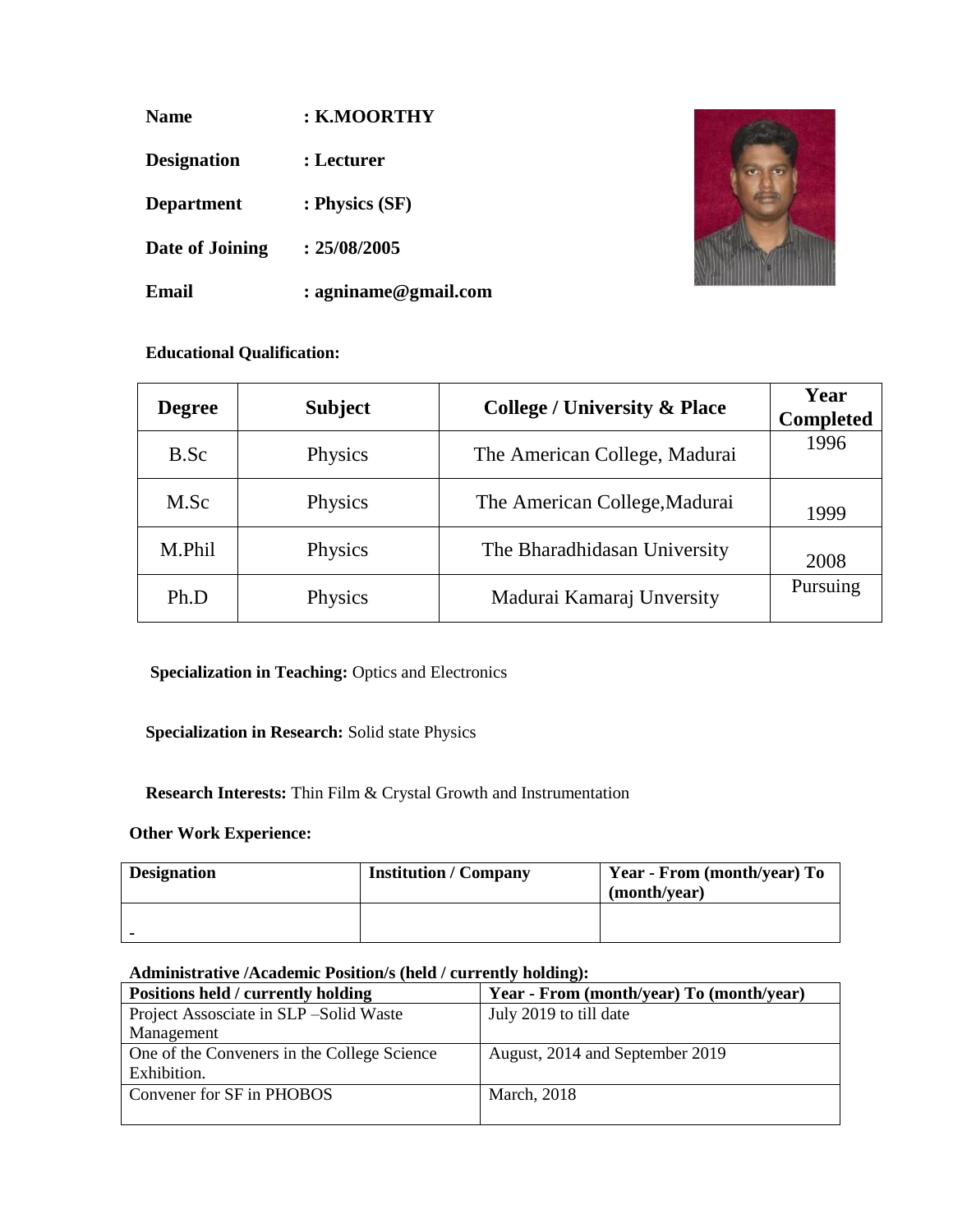**Name** : **K.MOORTHY**

**Designation** : **Lecturer**

**Department** : **Physics (SF)**

**Date of Joining** : **25/08/2005**

**Email** : **agniname@gmail.com**

**Educational Qualification:**

| Degree | Subject | College / University & Place | Year Completed |
|---|---|---|---|
| B.Sc | Physics | The American College, Madurai | 1996 |
| M.Sc | Physics | The American College,Madurai | 1999 |
| M.Phil | Physics | The Bharadhidasan University | 2008 |
| Ph.D | Physics | Madurai Kamaraj Unversity | Pursuing |

**Specialization in Teaching:** Optics and Electronics

**Specialization in Research:** Solid state Physics

**Research Interests:** Thin Film & Crystal Growth and Instrumentation

**Other Work Experience:**

| Designation | Institution / Company | Year - From (month/year) To (month/year) |
|---|---|---|
| - | | |

**Administrative /Academic Position/s (held / currently holding):**

| Positions held / currently holding | Year - From (month/year) To (month/year) |
|---|---|
| Project Assosciate in SLP –Solid Waste Management | July 2019 to till date |
| One of the Conveners in the College Science Exhibition. | August, 2014 and September 2019 |
| Convener for SF in PHOBOS | March, 2018 |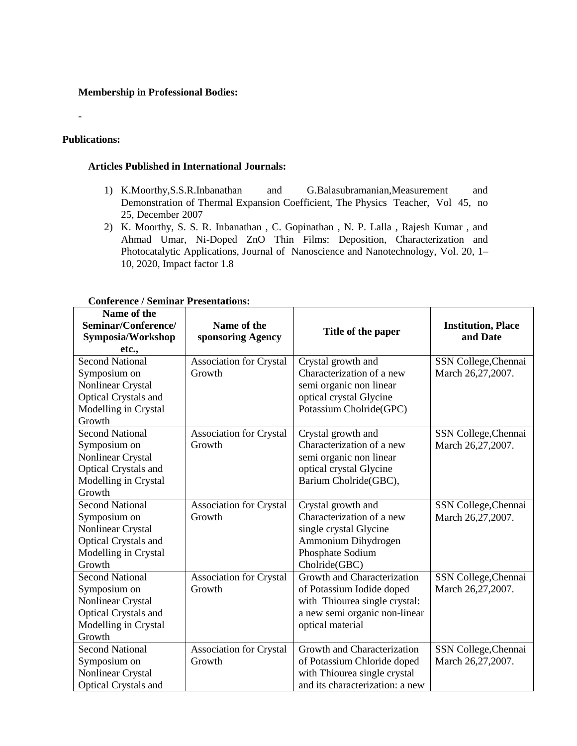**Membership in Professional Bodies:**

-

**Publications:**

**Articles Published in International Journals:**

1) K.Moorthy,S.S.R.Inbanathan and G.Balasubramanian,Measurement and Demonstration of Thermal Expansion Coefficient, The Physics Teacher, Vol 45, no 25, December 2007
2) K. Moorthy, S. S. R. Inbanathan , C. Gopinathan , N. P. Lalla , Rajesh Kumar , and Ahmad Umar, Ni-Doped ZnO Thin Films: Deposition, Characterization and Photocatalytic Applications, Journal of Nanoscience and Nanotechnology, Vol. 20, 1–10, 2020, Impact factor 1.8

**Conference / Seminar Presentations:**

| Name of the Seminar/Conference/ Symposia/Workshop etc., | Name of the sponsoring Agency | Title of the paper | Institution, Place and Date |
|---|---|---|---|
| Second National Symposium on Nonlinear Crystal Optical Crystals and Modelling in Crystal Growth | Association for Crystal Growth | Crystal growth and Characterization of a new semi organic non linear optical crystal Glycine Potassium Cholride(GPC) | SSN College,Chennai March 26,27,2007. |
| Second National Symposium on Nonlinear Crystal Optical Crystals and Modelling in Crystal Growth | Association for Crystal Growth | Crystal growth and Characterization of a new semi organic non linear optical crystal Glycine Barium Cholride(GBC), | SSN College,Chennai March 26,27,2007. |
| Second National Symposium on Nonlinear Crystal Optical Crystals and Modelling in Crystal Growth | Association for Crystal Growth | Crystal growth and Characterization of a new single crystal Glycine Ammonium Dihydrogen Phosphate Sodium Cholride(GBC) | SSN College,Chennai March 26,27,2007. |
| Second National Symposium on Nonlinear Crystal Optical Crystals and Modelling in Crystal Growth | Association for Crystal Growth | Growth and Characterization of Potassium Iodide doped with Thiourea single crystal: a new semi organic non-linear optical material | SSN College,Chennai March 26,27,2007. |
| Second National Symposium on Nonlinear Crystal Optical Crystals and | Association for Crystal Growth | Growth and Characterization of Potassium Chloride doped with Thiourea single crystal and its characterization: a new | SSN College,Chennai March 26,27,2007. |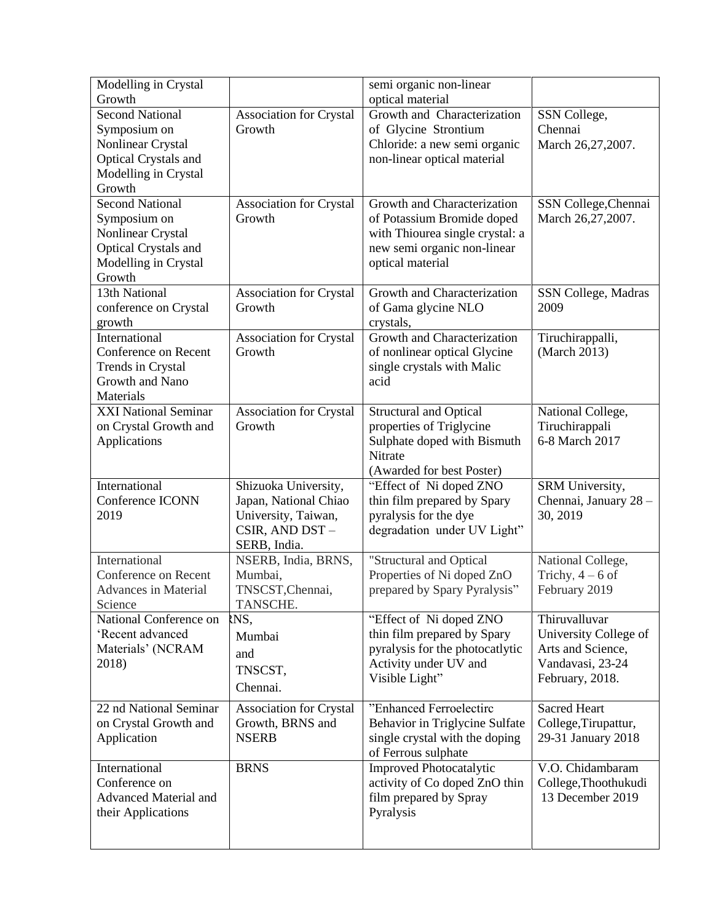| | | | |
|---|---|---|---|
| Modelling in Crystal Growth | | semi organic non-linear optical material | |
| Second National Symposium on Nonlinear Crystal Optical Crystals and Modelling in Crystal Growth | Association for Crystal Growth | Growth and Characterization of Glycine Strontium Chloride: a new semi organic non-linear optical material | SSN College, Chennai March 26,27,2007. |
| Second National Symposium on Nonlinear Crystal Optical Crystals and Modelling in Crystal Growth | Association for Crystal Growth | Growth and Characterization of Potassium Bromide doped with Thiourea single crystal: a new semi organic non-linear optical material | SSN College,Chennai March 26,27,2007. |
| 13th National conference on Crystal growth | Association for Crystal Growth | Growth and Characterization of Gama glycine NLO crystals, | SSN College, Madras 2009 |
| International Conference on Recent Trends in Crystal Growth and Nano Materials | Association for Crystal Growth | Growth and Characterization of nonlinear optical Glycine single crystals with Malic acid | Tiruchirappalli, (March 2013) |
| XXI National Seminar on Crystal Growth and Applications | Association for Crystal Growth | Structural and Optical properties of Triglycine Sulphate doped with Bismuth Nitrate (Awarded for best Poster) | National College, Tiruchirappalli 6-8 March 2017 |
| International Conference ICONN 2019 | Shizuoka University, Japan, National Chiao University, Taiwan, CSIR, AND DST – SERB, India. | "Effect of Ni doped ZNO thin film prepared by Spary pyralysis for the dye degradation under UV Light" | SRM University, Chennai, January 28 – 30, 2019 |
| International Conference on Recent Advances in Material Science | NSERB, India, BRNS, Mumbai, TNSCST,Chennai, TANSCHE. | "Structural and Optical Properties of Ni doped ZnO prepared by Spary Pyralysis" | National College, Trichy, 4 – 6 of February 2019 |
| National Conference on 'Recent advanced Materials' (NCRAM 2018) | RNS, Mumbai and TNSCST, Chennai. | "Effect of Ni doped ZNO thin film prepared by Spary pyralysis for the photocatlytic Activity under UV and Visible Light" | Thiruvalluvar University College of Arts and Science, Vandavasi, 23-24 February, 2018. |
| 22 nd National Seminar on Crystal Growth and Application | Association for Crystal Growth, BRNS and NSERB | "Enhanced Ferroelectirc Behavior in Triglycine Sulfate single crystal with the doping of Ferrous sulphate | Sacred Heart College,Tirupattur, 29-31 January 2018 |
| International Conference on Advanced Material and their Applications | BRNS | Improved Photocatalytic activity of Co doped ZnO thin film prepared by Spray Pyralysis | V.O. Chidambaram College,Thoothukudi 13 December 2019 |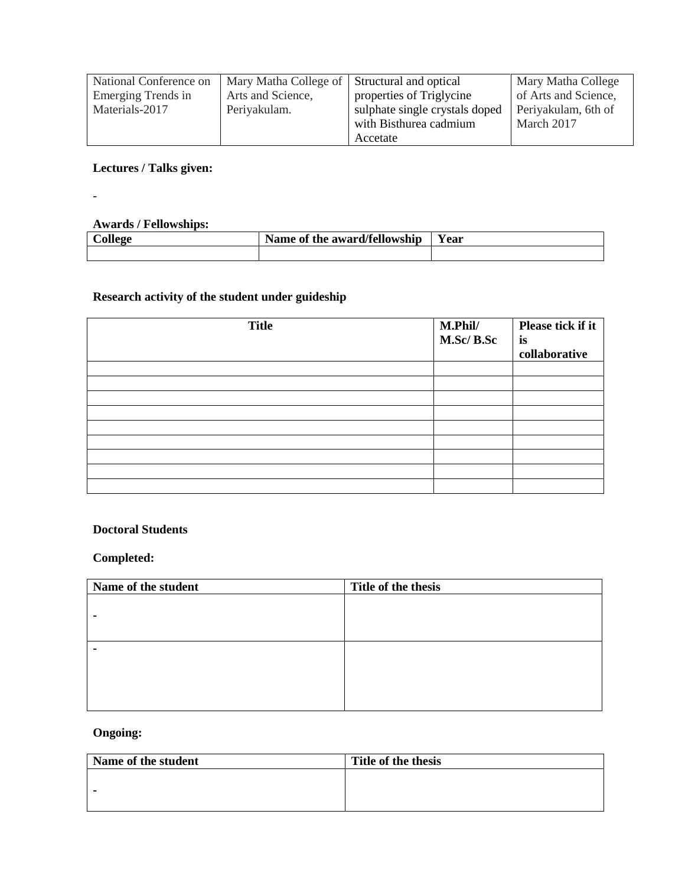| National Conference on Emerging Trends in Materials-2017 | Mary Matha College of Arts and Science, Periyakulam. | Structural and optical properties of Triglycine sulphate single crystals doped with Bisthurea cadmium Accetate | Mary Matha College of Arts and Science, Periyakulam, 6th of March 2017 |
|---|---|---|---|

**Lectures / Talks given:**

-

**Awards / Fellowships:**

| College | Name of the award/fellowship | Year |
|---|---|---|
| | | |

**Research activity of the student under guideship**

| Title | M.Phil/ M.Sc/ B.Sc | Please tick if it is collaborative |
|---|---|---|
| | | |
| | | |
| | | |
| | | |
| | | |
| | | |
| | | |
| | | |
| | | |

**Doctoral Students**

**Completed:**

| Name of the student | Title of the thesis |
|---|---|
| - | |
| - | |

**Ongoing:**

| Name of the student | Title of the thesis |
|---|---|
| - | |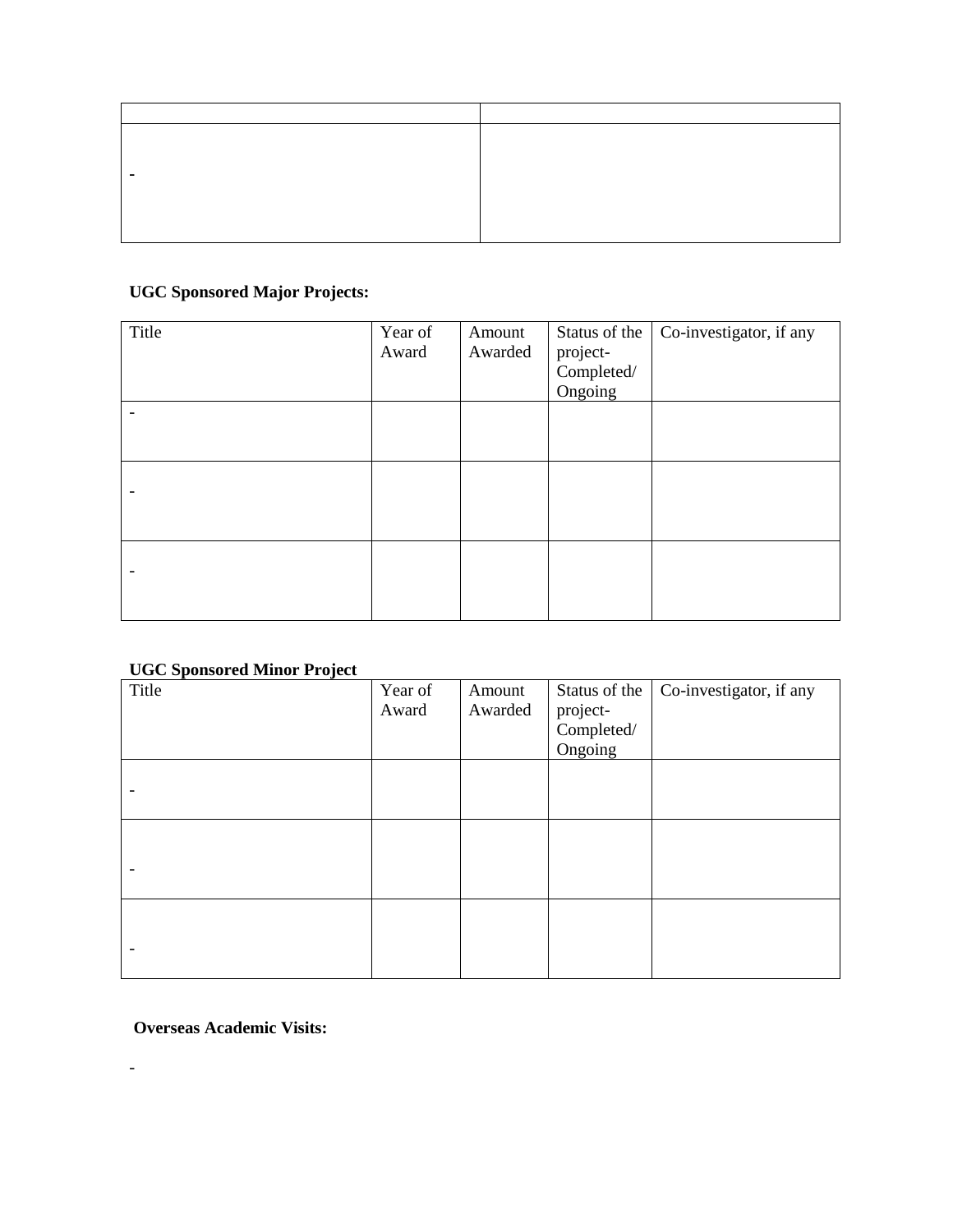| | |
|---|---|
| - | |

**UGC Sponsored Major Projects:**

| Title | Year of Award | Amount Awarded | Status of the project-Completed/ Ongoing | Co-investigator, if any |
|---|---|---|---|---|
| - | | | | |
| - | | | | |
| - | | | | |

**UGC Sponsored Minor Project**

| Title | Year of Award | Amount Awarded | Status of the project-Completed/ Ongoing | Co-investigator, if any |
|---|---|---|---|---|
| - | | | | |
| - | | | | |
| - | | | | |

**Overseas Academic Visits:**

-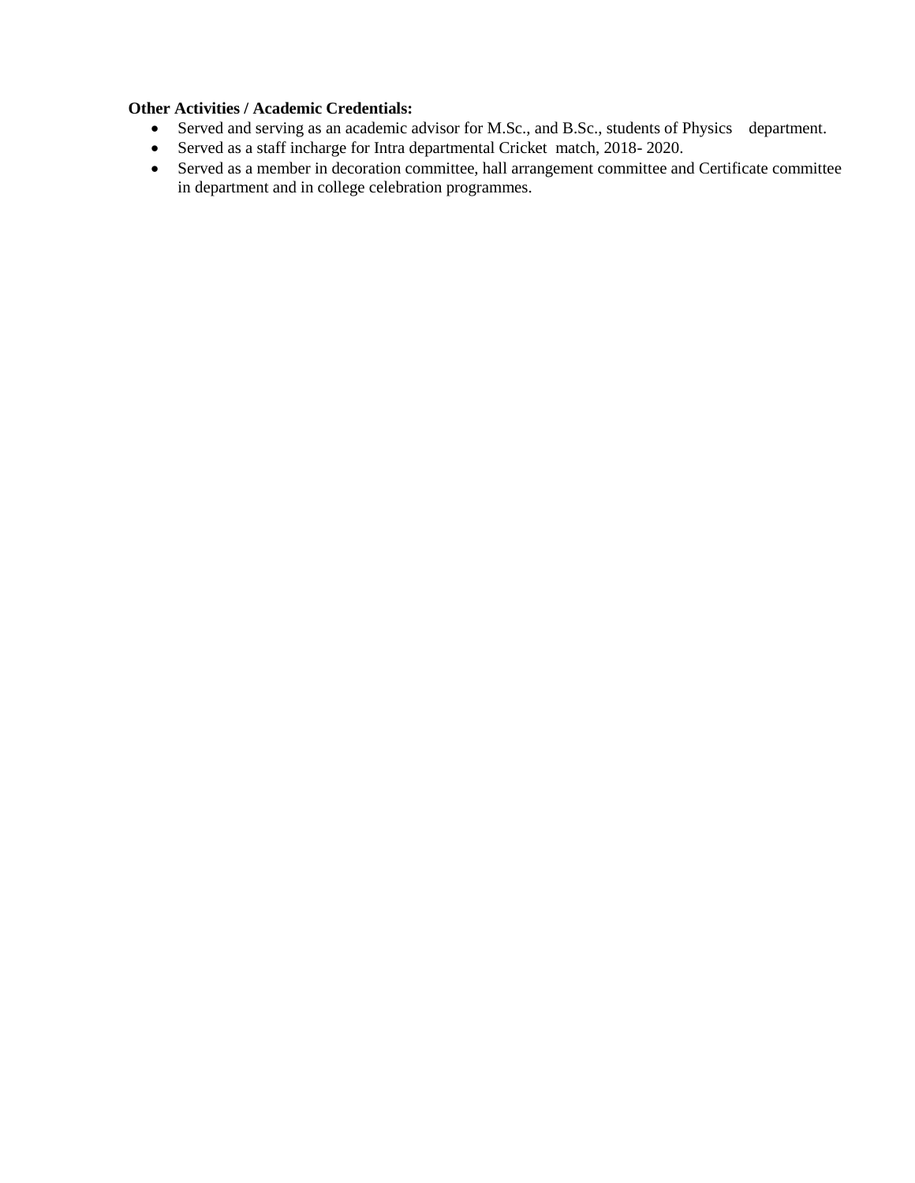**Other Activities / Academic Credentials:**

- Served and serving as an academic advisor for M.Sc., and B.Sc., students of Physics department.
- Served as a staff incharge for Intra departmental Cricket match, 2018- 2020.
- Served as a member in decoration committee, hall arrangement committee and Certificate committee in department and in college celebration programmes.